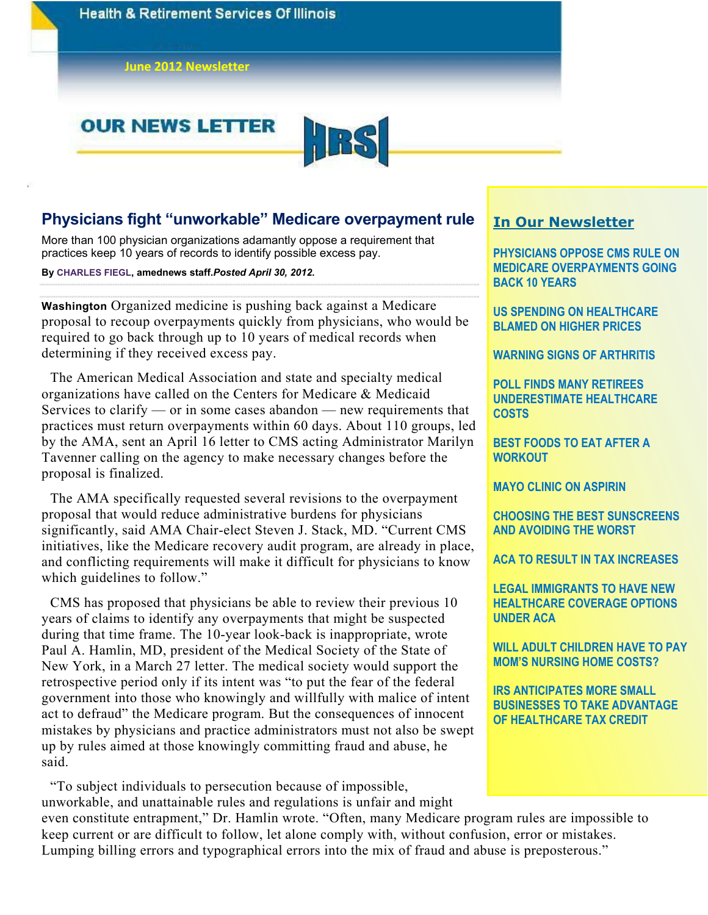Health & Retirement Services Of Illinois

June 2012 Newsletter

OUR NEWS LETTER HRSI

## Physicians fight "unworkable" Medicare overpayment rule

More than 100 physician organizations adamantly oppose a requirement that practices keep 10 years of records to identify possible excess pay.

**By CHARLES FIEGL, amednews staff.** ***Posted April 30, 2012.***

**Washington** Organized medicine is pushing back against a Medicare proposal to recoup overpayments quickly from physicians, who would be required to go back through up to 10 years of medical records when determining if they received excess pay.

The American Medical Association and state and specialty medical organizations have called on the Centers for Medicare & Medicaid Services to clarify — or in some cases abandon — new requirements that practices must return overpayments within 60 days. About 110 groups, led by the AMA, sent an April 16 letter to CMS acting Administrator Marilyn Tavenner calling on the agency to make necessary changes before the proposal is finalized.

The AMA specifically requested several revisions to the overpayment proposal that would reduce administrative burdens for physicians significantly, said AMA Chair-elect Steven J. Stack, MD. "Current CMS initiatives, like the Medicare recovery audit program, are already in place, and conflicting requirements will make it difficult for physicians to know which guidelines to follow."

CMS has proposed that physicians be able to review their previous 10 years of claims to identify any overpayments that might be suspected during that time frame. The 10-year look-back is inappropriate, wrote Paul A. Hamlin, MD, president of the Medical Society of the State of New York, in a March 27 letter. The medical society would support the retrospective period only if its intent was "to put the fear of the federal government into those who knowingly and willfully with malice of intent act to defraud" the Medicare program. But the consequences of innocent mistakes by physicians and practice administrators must not also be swept up by rules aimed at those knowingly committing fraud and abuse, he said.

"To subject individuals to persecution because of impossible, unworkable, and unattainable rules and regulations is unfair and might even constitute entrapment," Dr. Hamlin wrote. "Often, many Medicare program rules are impossible to keep current or are difficult to follow, let alone comply with, without confusion, error or mistakes. Lumping billing errors and typographical errors into the mix of fraud and abuse is preposterous."

## In Our Newsletter

- PHYSICIANS OPPOSE CMS RULE ON MEDICARE OVERPAYMENTS GOING BACK 10 YEARS
- US SPENDING ON HEALTHCARE BLAMED ON HIGHER PRICES
- WARNING SIGNS OF ARTHRITIS
- POLL FINDS MANY RETIREES UNDERESTIMATE HEALTHCARE COSTS
- BEST FOODS TO EAT AFTER A WORKOUT
- MAYO CLINIC ON ASPIRIN
- CHOOSING THE BEST SUNSCREENS AND AVOIDING THE WORST
- ACA TO RESULT IN TAX INCREASES
- LEGAL IMMIGRANTS TO HAVE NEW HEALTHCARE COVERAGE OPTIONS UNDER ACA
- WILL ADULT CHILDREN HAVE TO PAY MOM'S NURSING HOME COSTS?
- IRS ANTICIPATES MORE SMALL BUSINESSES TO TAKE ADVANTAGE OF HEALTHCARE TAX CREDIT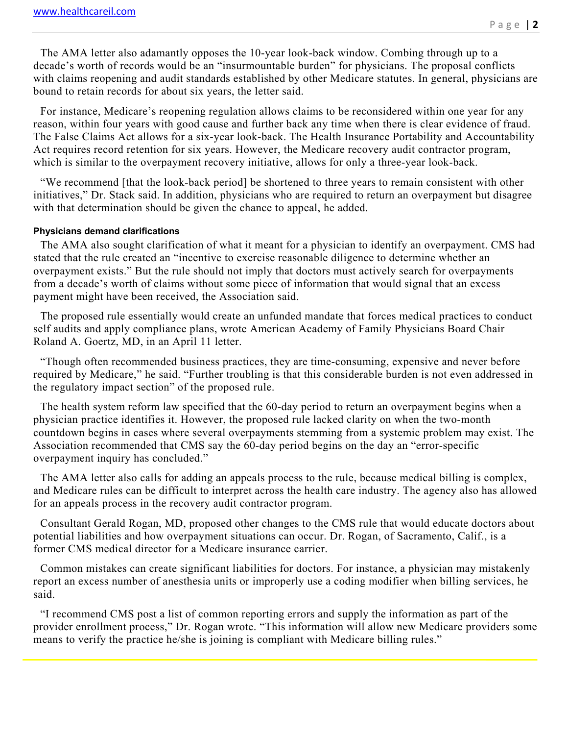The AMA letter also adamantly opposes the 10-year look-back window. Combing through up to a decade's worth of records would be an "insurmountable burden" for physicians. The proposal conflicts with claims reopening and audit standards established by other Medicare statutes. In general, physicians are bound to retain records for about six years, the letter said.

For instance, Medicare's reopening regulation allows claims to be reconsidered within one year for any reason, within four years with good cause and further back any time when there is clear evidence of fraud. The False Claims Act allows for a six-year look-back. The Health Insurance Portability and Accountability Act requires record retention for six years. However, the Medicare recovery audit contractor program, which is similar to the overpayment recovery initiative, allows for only a three-year look-back.

"We recommend [that the look-back period] be shortened to three years to remain consistent with other initiatives," Dr. Stack said. In addition, physicians who are required to return an overpayment but disagree with that determination should be given the chance to appeal, he added.

#### Physicians demand clarifications

The AMA also sought clarification of what it meant for a physician to identify an overpayment. CMS had stated that the rule created an "incentive to exercise reasonable diligence to determine whether an overpayment exists." But the rule should not imply that doctors must actively search for overpayments from a decade's worth of claims without some piece of information that would signal that an excess payment might have been received, the Association said.

The proposed rule essentially would create an unfunded mandate that forces medical practices to conduct self audits and apply compliance plans, wrote American Academy of Family Physicians Board Chair Roland A. Goertz, MD, in an April 11 letter.

"Though often recommended business practices, they are time-consuming, expensive and never before required by Medicare," he said. "Further troubling is that this considerable burden is not even addressed in the regulatory impact section" of the proposed rule.

The health system reform law specified that the 60-day period to return an overpayment begins when a physician practice identifies it. However, the proposed rule lacked clarity on when the two-month countdown begins in cases where several overpayments stemming from a systemic problem may exist. The Association recommended that CMS say the 60-day period begins on the day an "error-specific overpayment inquiry has concluded."

The AMA letter also calls for adding an appeals process to the rule, because medical billing is complex, and Medicare rules can be difficult to interpret across the health care industry. The agency also has allowed for an appeals process in the recovery audit contractor program.

Consultant Gerald Rogan, MD, proposed other changes to the CMS rule that would educate doctors about potential liabilities and how overpayment situations can occur. Dr. Rogan, of Sacramento, Calif., is a former CMS medical director for a Medicare insurance carrier.

Common mistakes can create significant liabilities for doctors. For instance, a physician may mistakenly report an excess number of anesthesia units or improperly use a coding modifier when billing services, he said.

"I recommend CMS post a list of common reporting errors and supply the information as part of the provider enrollment process," Dr. Rogan wrote. "This information will allow new Medicare providers some means to verify the practice he/she is joining is compliant with Medicare billing rules."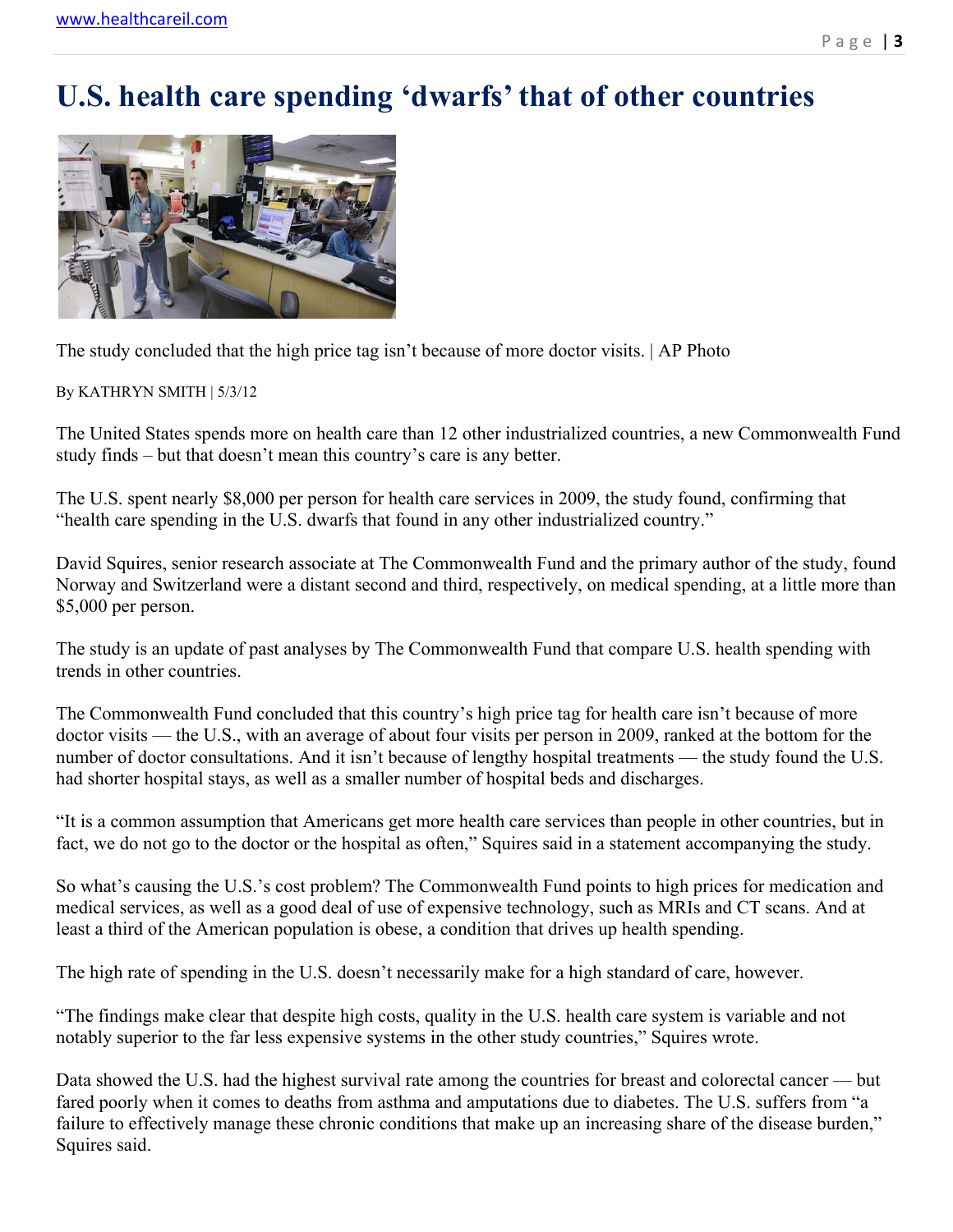# U.S. health care spending 'dwarfs' that of other countries

The study concluded that the high price tag isn't because of more doctor visits. | AP Photo

By KATHRYN SMITH | 5/3/12

The United States spends more on health care than 12 other industrialized countries, a new Commonwealth Fund study finds – but that doesn't mean this country's care is any better.

The U.S. spent nearly $8,000 per person for health care services in 2009, the study found, confirming that "health care spending in the U.S. dwarfs that found in any other industrialized country."

David Squires, senior research associate at The Commonwealth Fund and the primary author of the study, found Norway and Switzerland were a distant second and third, respectively, on medical spending, at a little more than $5,000 per person.

The study is an update of past analyses by The Commonwealth Fund that compare U.S. health spending with trends in other countries.

The Commonwealth Fund concluded that this country's high price tag for health care isn't because of more doctor visits — the U.S., with an average of about four visits per person in 2009, ranked at the bottom for the number of doctor consultations. And it isn't because of lengthy hospital treatments — the study found the U.S. had shorter hospital stays, as well as a smaller number of hospital beds and discharges.

"It is a common assumption that Americans get more health care services than people in other countries, but in fact, we do not go to the doctor or the hospital as often," Squires said in a statement accompanying the study.

So what's causing the U.S.'s cost problem? The Commonwealth Fund points to high prices for medication and medical services, as well as a good deal of use of expensive technology, such as MRIs and CT scans. And at least a third of the American population is obese, a condition that drives up health spending.

The high rate of spending in the U.S. doesn't necessarily make for a high standard of care, however.

"The findings make clear that despite high costs, quality in the U.S. health care system is variable and not notably superior to the far less expensive systems in the other study countries," Squires wrote.

Data showed the U.S. had the highest survival rate among the countries for breast and colorectal cancer — but fared poorly when it comes to deaths from asthma and amputations due to diabetes. The U.S. suffers from "a failure to effectively manage these chronic conditions that make up an increasing share of the disease burden," Squires said.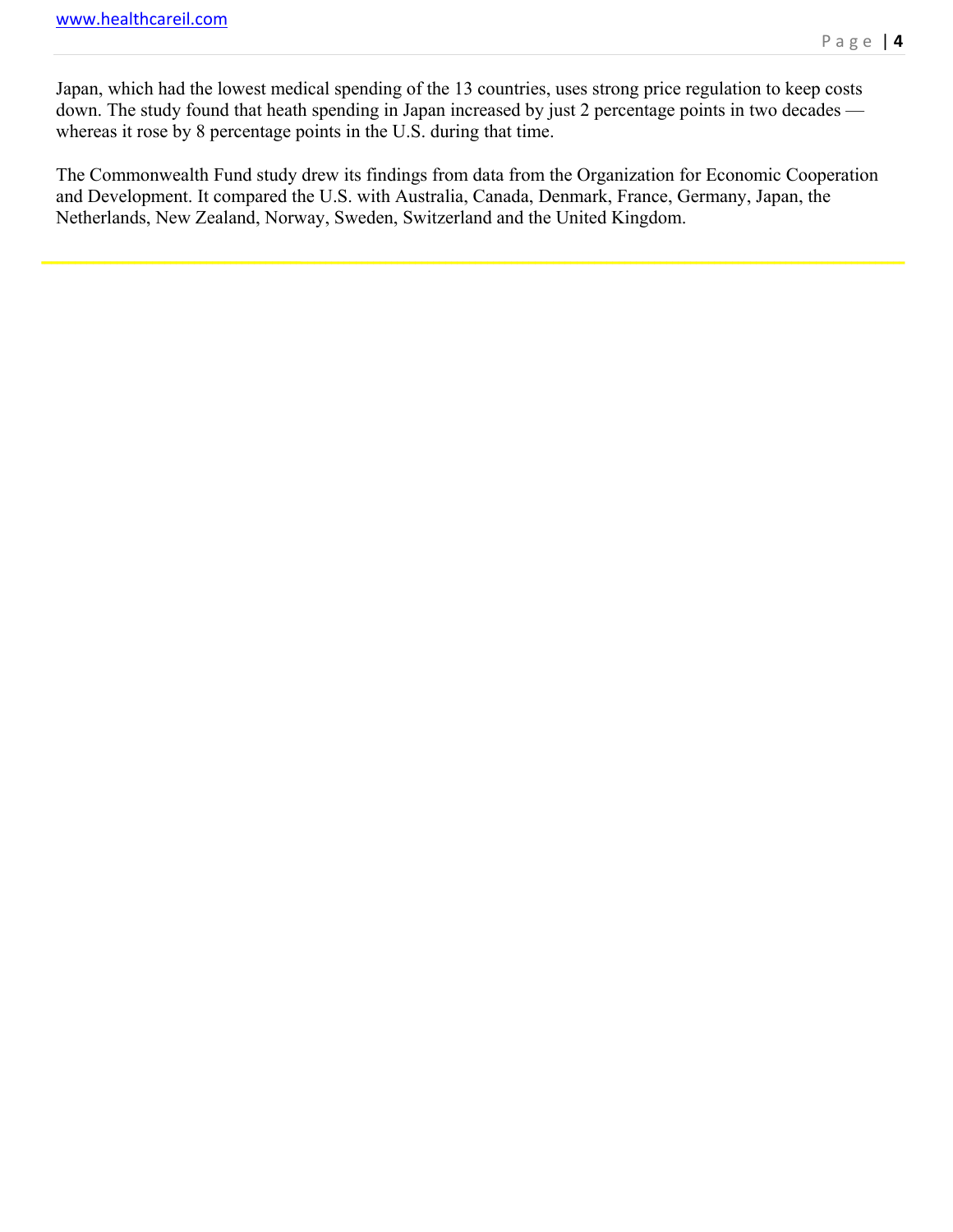Japan, which had the lowest medical spending of the 13 countries, uses strong price regulation to keep costs down. The study found that heath spending in Japan increased by just 2 percentage points in two decades — whereas it rose by 8 percentage points in the U.S. during that time.

The Commonwealth Fund study drew its findings from data from the Organization for Economic Cooperation and Development. It compared the U.S. with Australia, Canada, Denmark, France, Germany, Japan, the Netherlands, New Zealand, Norway, Sweden, Switzerland and the United Kingdom.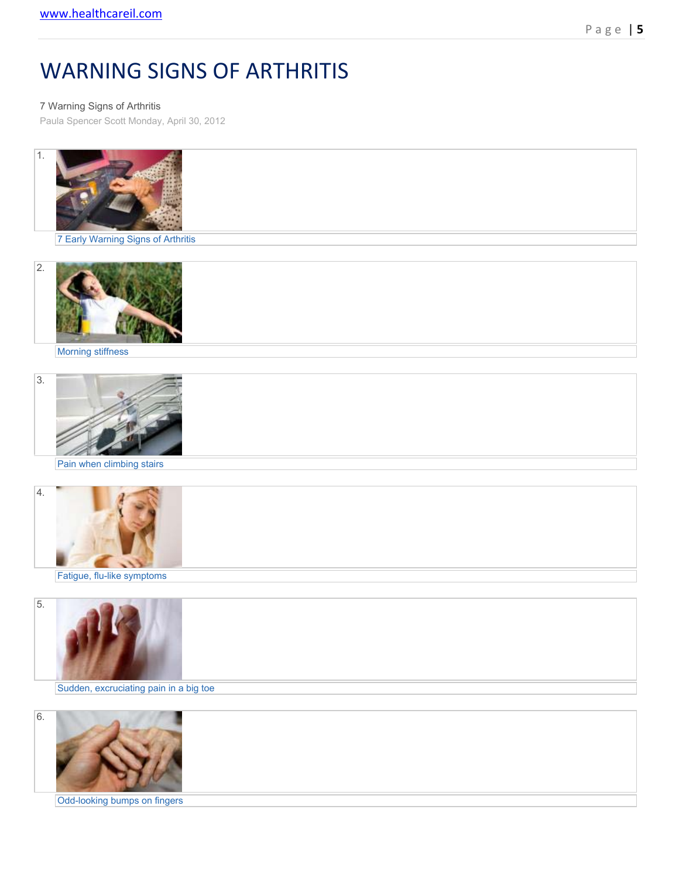# WARNING SIGNS OF ARTHRITIS

7 Warning Signs of Arthritis

Paula Spencer Scott Monday, April 30, 2012

1.

7 Early Warning Signs of Arthritis

2.

Morning stiffness

3.

Pain when climbing stairs

4.

Fatigue, flu-like symptoms

5.

Sudden, excruciating pain in a big toe

6.

Odd-looking bumps on fingers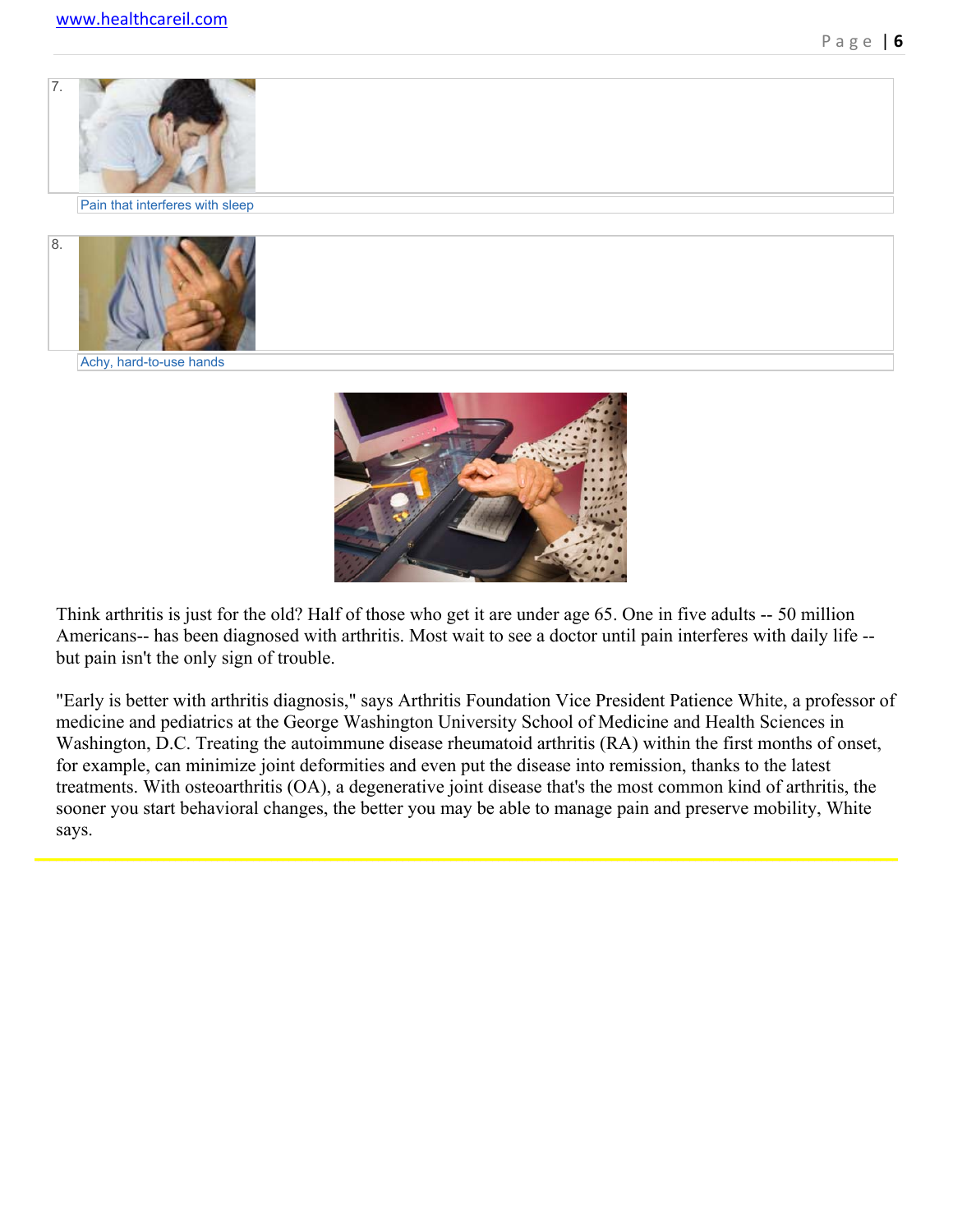7\. Pain that interferes with sleep

8\. Achy, hard-to-use hands

Think arthritis is just for the old? Half of those who get it are under age 65. One in five adults -- 50 million Americans-- has been diagnosed with arthritis. Most wait to see a doctor until pain interferes with daily life -- but pain isn't the only sign of trouble.

"Early is better with arthritis diagnosis," says Arthritis Foundation Vice President Patience White, a professor of medicine and pediatrics at the George Washington University School of Medicine and Health Sciences in Washington, D.C. Treating the autoimmune disease rheumatoid arthritis (RA) within the first months of onset, for example, can minimize joint deformities and even put the disease into remission, thanks to the latest treatments. With osteoarthritis (OA), a degenerative joint disease that's the most common kind of arthritis, the sooner you start behavioral changes, the better you may be able to manage pain and preserve mobility, White says.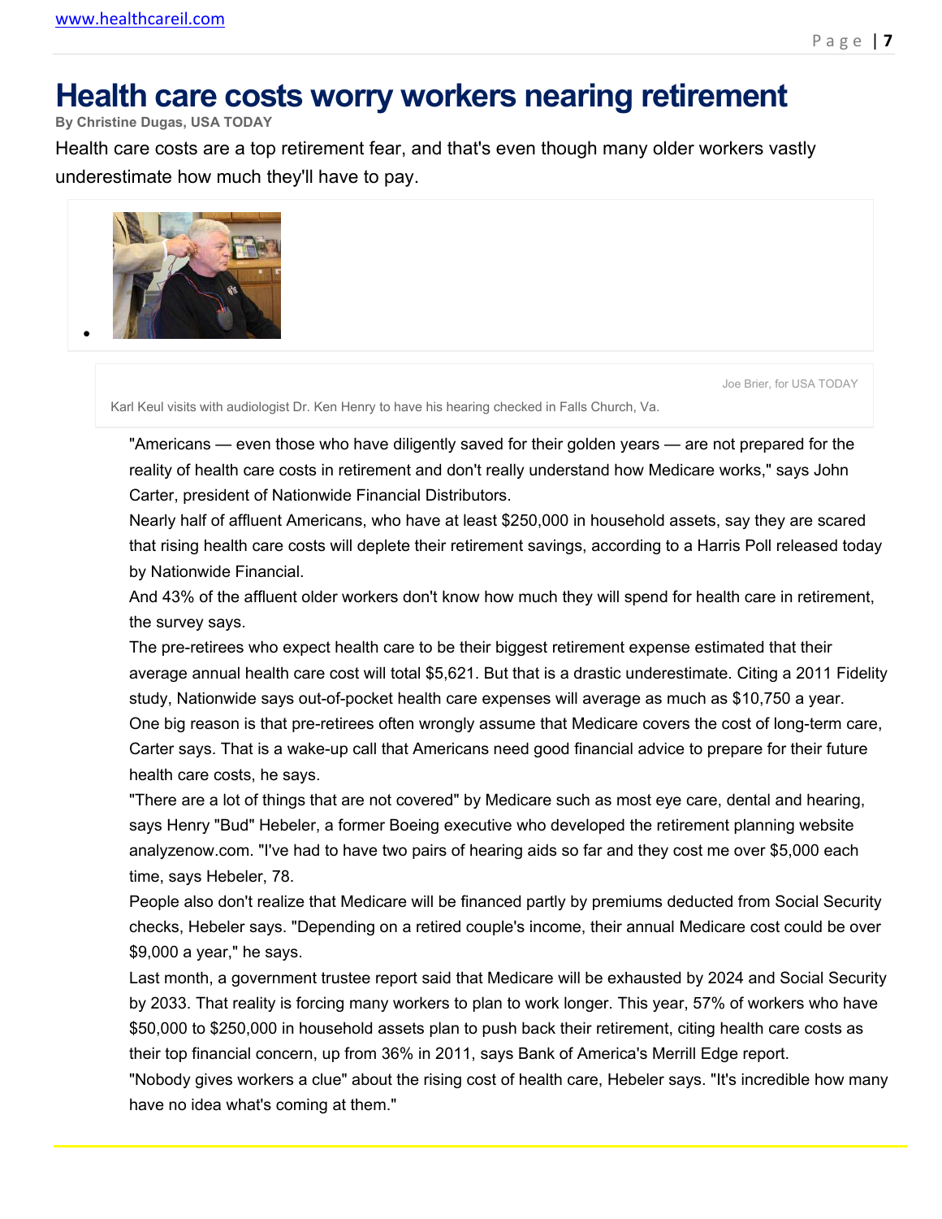# Health care costs worry workers nearing retirement

**By Christine Dugas, USA TODAY**

Health care costs are a top retirement fear, and that's even though many older workers vastly underestimate how much they'll have to pay.

Joe Brier, for USA TODAY

Karl Keul visits with audiologist Dr. Ken Henry to have his hearing checked in Falls Church, Va.

"Americans — even those who have diligently saved for their golden years — are not prepared for the reality of health care costs in retirement and don't really understand how Medicare works," says John Carter, president of Nationwide Financial Distributors.

Nearly half of affluent Americans, who have at least $250,000 in household assets, say they are scared that rising health care costs will deplete their retirement savings, according to a Harris Poll released today by Nationwide Financial.

And 43% of the affluent older workers don't know how much they will spend for health care in retirement, the survey says.

The pre-retirees who expect health care to be their biggest retirement expense estimated that their average annual health care cost will total $5,621. But that is a drastic underestimate. Citing a 2011 Fidelity study, Nationwide says out-of-pocket health care expenses will average as much as $10,750 a year.

One big reason is that pre-retirees often wrongly assume that Medicare covers the cost of long-term care, Carter says. That is a wake-up call that Americans need good financial advice to prepare for their future health care costs, he says.

"There are a lot of things that are not covered" by Medicare such as most eye care, dental and hearing, says Henry "Bud" Hebeler, a former Boeing executive who developed the retirement planning website analyzenow.com. "I've had to have two pairs of hearing aids so far and they cost me over $5,000 each time, says Hebeler, 78.

People also don't realize that Medicare will be financed partly by premiums deducted from Social Security checks, Hebeler says. "Depending on a retired couple's income, their annual Medicare cost could be over $9,000 a year," he says.

Last month, a government trustee report said that Medicare will be exhausted by 2024 and Social Security by 2033. That reality is forcing many workers to plan to work longer. This year, 57% of workers who have $50,000 to $250,000 in household assets plan to push back their retirement, citing health care costs as their top financial concern, up from 36% in 2011, says Bank of America's Merrill Edge report.

"Nobody gives workers a clue" about the rising cost of health care, Hebeler says. "It's incredible how many have no idea what's coming at them."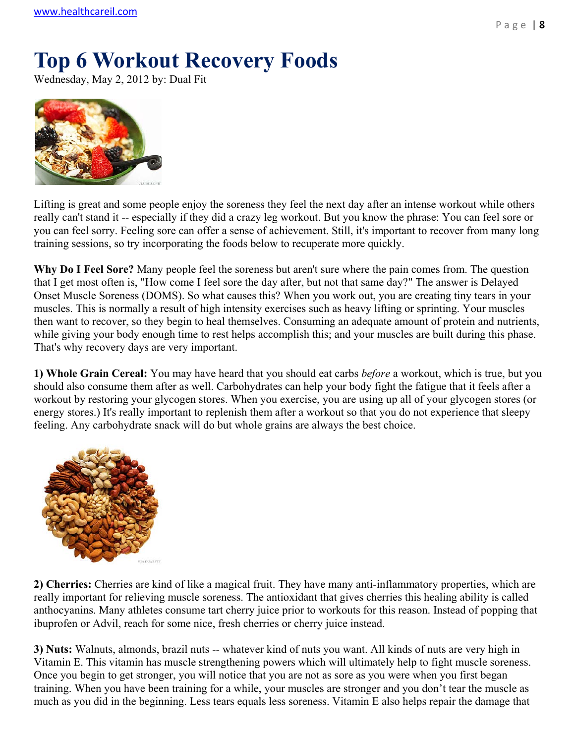# Top 6 Workout Recovery Foods

Wednesday, May 2, 2012 by: Dual Fit

Lifting is great and some people enjoy the soreness they feel the next day after an intense workout while others really can't stand it -- especially if they did a crazy leg workout. But you know the phrase: You can feel sore or you can feel sorry. Feeling sore can offer a sense of achievement. Still, it's important to recover from many long training sessions, so try incorporating the foods below to recuperate more quickly.

**Why Do I Feel Sore?** Many people feel the soreness but aren't sure where the pain comes from. The question that I get most often is, "How come I feel sore the day after, but not that same day?" The answer is Delayed Onset Muscle Soreness (DOMS). So what causes this? When you work out, you are creating tiny tears in your muscles. This is normally a result of high intensity exercises such as heavy lifting or sprinting. Your muscles then want to recover, so they begin to heal themselves. Consuming an adequate amount of protein and nutrients, while giving your body enough time to rest helps accomplish this; and your muscles are built during this phase. That's why recovery days are very important.

**1) Whole Grain Cereal:** You may have heard that you should eat carbs *before* a workout, which is true, but you should also consume them after as well. Carbohydrates can help your body fight the fatigue that it feels after a workout by restoring your glycogen stores. When you exercise, you are using up all of your glycogen stores (or energy stores.) It's really important to replenish them after a workout so that you do not experience that sleepy feeling. Any carbohydrate snack will do but whole grains are always the best choice.

**2) Cherries:** Cherries are kind of like a magical fruit. They have many anti-inflammatory properties, which are really important for relieving muscle soreness. The antioxidant that gives cherries this healing ability is called anthocyanins. Many athletes consume tart cherry juice prior to workouts for this reason. Instead of popping that ibuprofen or Advil, reach for some nice, fresh cherries or cherry juice instead.

**3) Nuts:** Walnuts, almonds, brazil nuts -- whatever kind of nuts you want. All kinds of nuts are very high in Vitamin E. This vitamin has muscle strengthening powers which will ultimately help to fight muscle soreness. Once you begin to get stronger, you will notice that you are not as sore as you were when you first began training. When you have been training for a while, your muscles are stronger and you don't tear the muscle as much as you did in the beginning. Less tears equals less soreness. Vitamin E also helps repair the damage that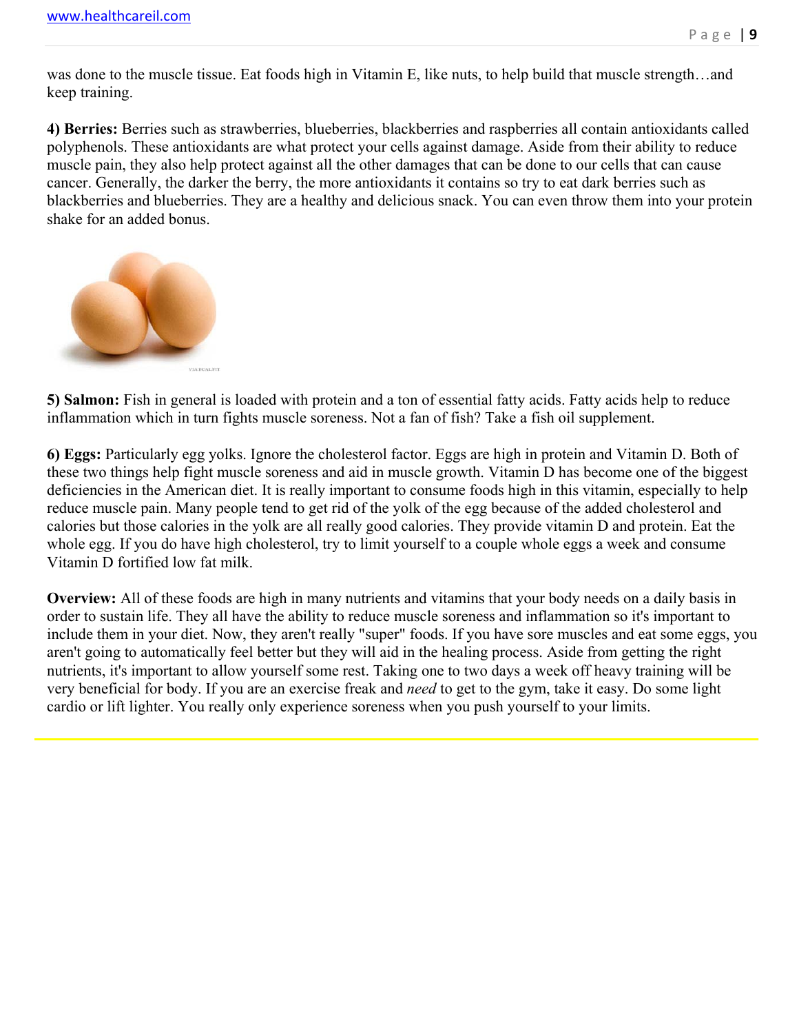was done to the muscle tissue. Eat foods high in Vitamin E, like nuts, to help build that muscle strength…and keep training.

**4) Berries:** Berries such as strawberries, blueberries, blackberries and raspberries all contain antioxidants called polyphenols. These antioxidants are what protect your cells against damage. Aside from their ability to reduce muscle pain, they also help protect against all the other damages that can be done to our cells that can cause cancer. Generally, the darker the berry, the more antioxidants it contains so try to eat dark berries such as blackberries and blueberries. They are a healthy and delicious snack. You can even throw them into your protein shake for an added bonus.

**5) Salmon:** Fish in general is loaded with protein and a ton of essential fatty acids. Fatty acids help to reduce inflammation which in turn fights muscle soreness. Not a fan of fish? Take a fish oil supplement.

**6) Eggs:** Particularly egg yolks. Ignore the cholesterol factor. Eggs are high in protein and Vitamin D. Both of these two things help fight muscle soreness and aid in muscle growth. Vitamin D has become one of the biggest deficiencies in the American diet. It is really important to consume foods high in this vitamin, especially to help reduce muscle pain. Many people tend to get rid of the yolk of the egg because of the added cholesterol and calories but those calories in the yolk are all really good calories. They provide vitamin D and protein. Eat the whole egg. If you do have high cholesterol, try to limit yourself to a couple whole eggs a week and consume Vitamin D fortified low fat milk.

**Overview:** All of these foods are high in many nutrients and vitamins that your body needs on a daily basis in order to sustain life. They all have the ability to reduce muscle soreness and inflammation so it's important to include them in your diet. Now, they aren't really "super" foods. If you have sore muscles and eat some eggs, you aren't going to automatically feel better but they will aid in the healing process. Aside from getting the right nutrients, it's important to allow yourself some rest. Taking one to two days a week off heavy training will be very beneficial for body. If you are an exercise freak and *need* to get to the gym, take it easy. Do some light cardio or lift lighter. You really only experience soreness when you push yourself to your limits.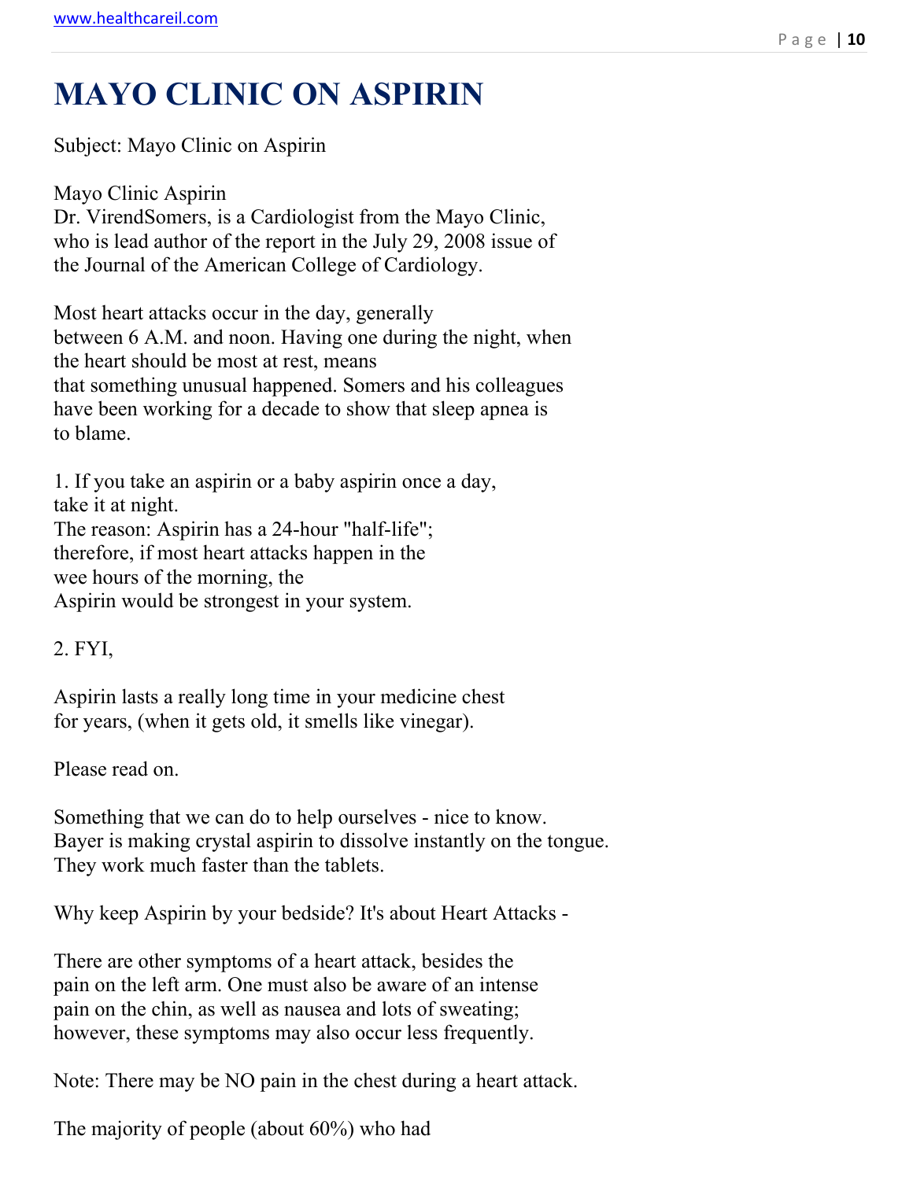# MAYO CLINIC ON ASPIRIN

Subject: Mayo Clinic on Aspirin

Mayo Clinic Aspirin
Dr. VirendSomers, is a Cardiologist from the Mayo Clinic, who is lead author of the report in the July 29, 2008 issue of the Journal of the American College of Cardiology.

Most heart attacks occur in the day, generally between 6 A.M. and noon. Having one during the night, when the heart should be most at rest, means that something unusual happened. Somers and his colleagues have been working for a decade to show that sleep apnea is to blame.

1. If you take an aspirin or a baby aspirin once a day, take it at night.
The reason: Aspirin has a 24-hour "half-life"; therefore, if most heart attacks happen in the wee hours of the morning, the Aspirin would be strongest in your system.

2. FYI,

Aspirin lasts a really long time in your medicine chest for years, (when it gets old, it smells like vinegar).

Please read on.

Something that we can do to help ourselves - nice to know. Bayer is making crystal aspirin to dissolve instantly on the tongue. They work much faster than the tablets.

Why keep Aspirin by your bedside? It's about Heart Attacks -

There are other symptoms of a heart attack, besides the pain on the left arm. One must also be aware of an intense pain on the chin, as well as nausea and lots of sweating; however, these symptoms may also occur less frequently.

Note: There may be NO pain in the chest during a heart attack.

The majority of people (about 60%) who had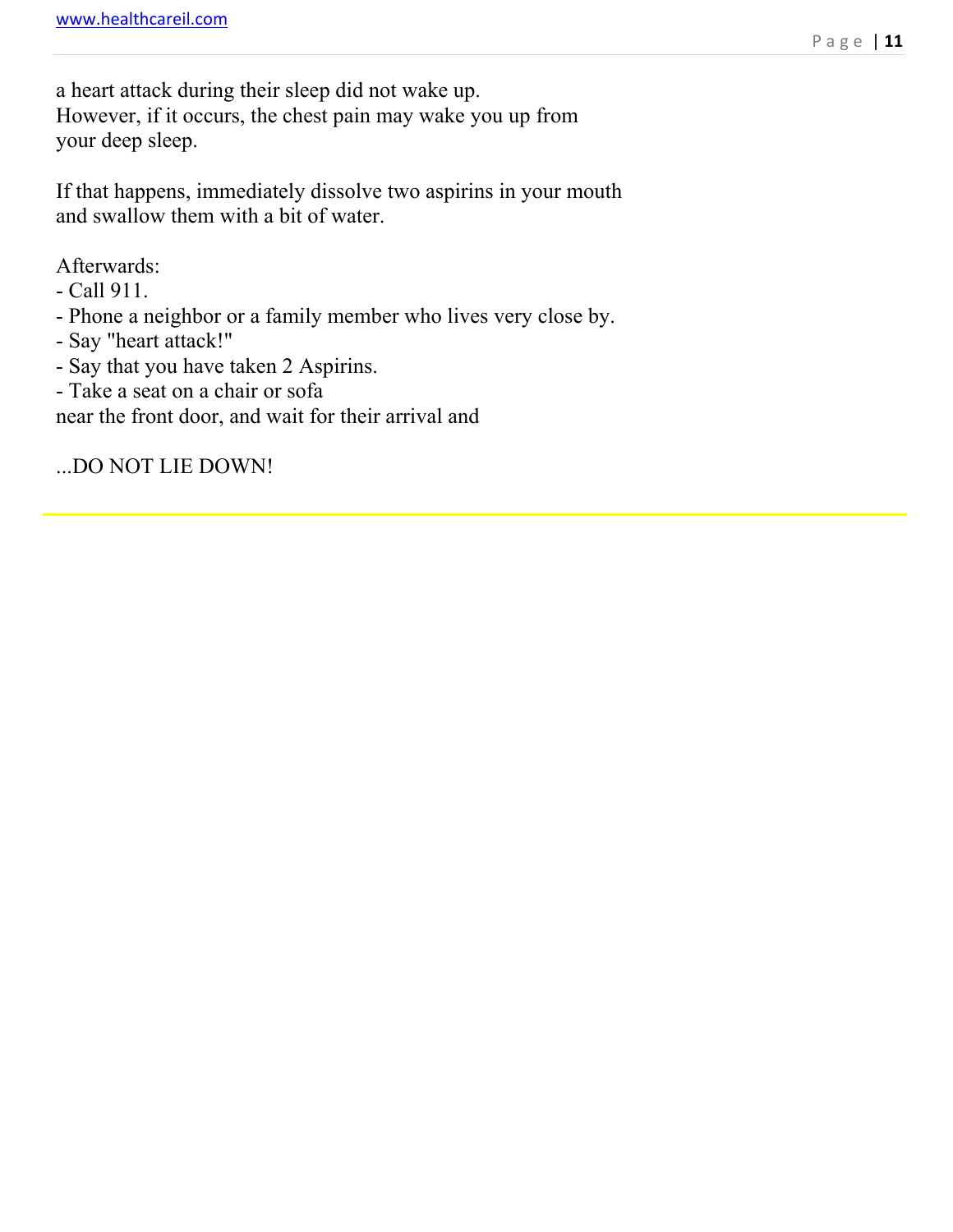a heart attack during their sleep did not wake up.
However, if it occurs, the chest pain may wake you up from
your deep sleep.

If that happens, immediately dissolve two aspirins in your mouth
and swallow them with a bit of water.

Afterwards:
- Call 911.
- Phone a neighbor or a family member who lives very close by.
- Say "heart attack!"
- Say that you have taken 2 Aspirins.
- Take a seat on a chair or sofa
near the front door, and wait for their arrival and

...DO NOT LIE DOWN!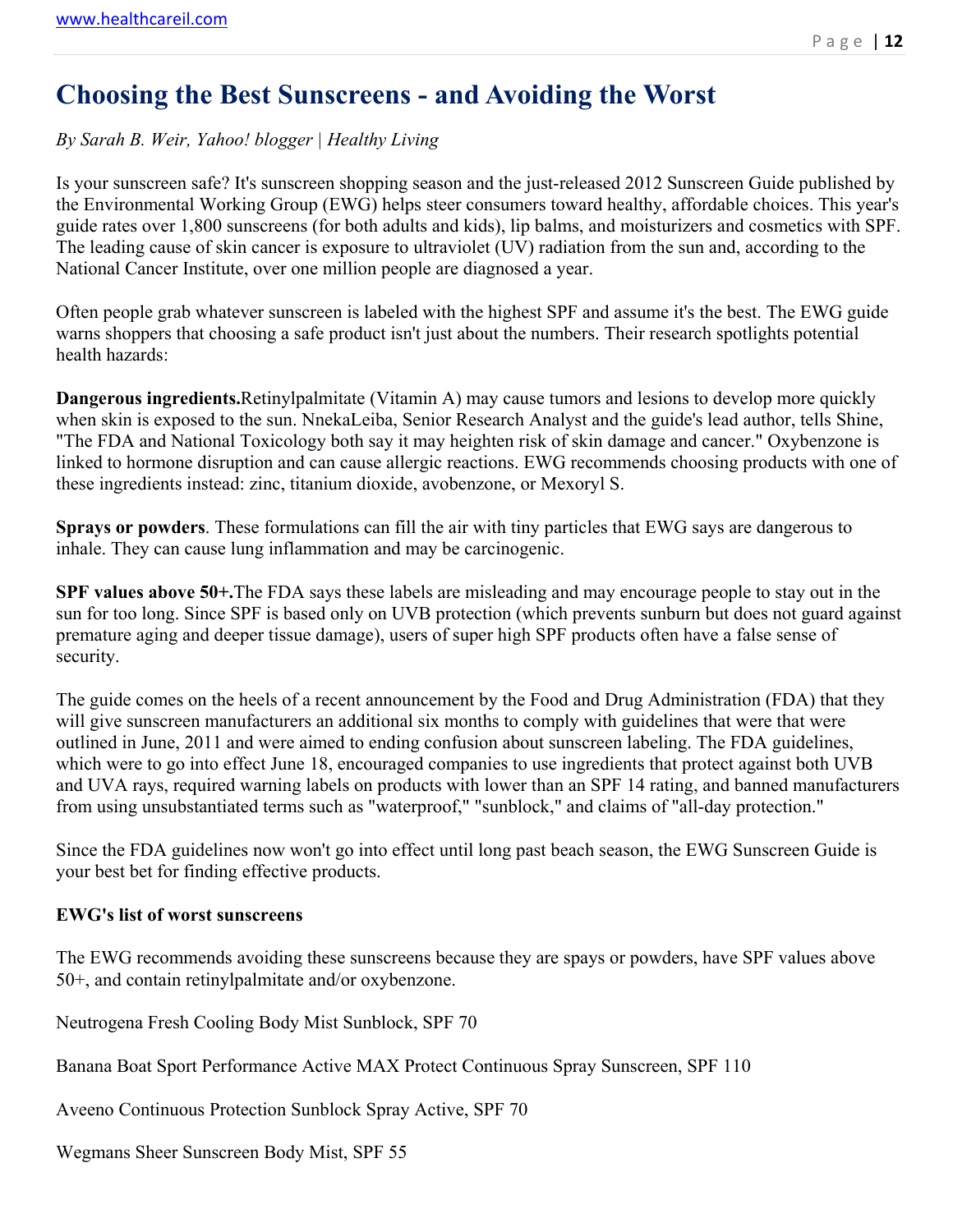# Choosing the Best Sunscreens - and Avoiding the Worst

*By Sarah B. Weir, Yahoo! blogger | Healthy Living*

Is your sunscreen safe? It's sunscreen shopping season and the just-released 2012 Sunscreen Guide published by the Environmental Working Group (EWG) helps steer consumers toward healthy, affordable choices. This year's guide rates over 1,800 sunscreens (for both adults and kids), lip balms, and moisturizers and cosmetics with SPF. The leading cause of skin cancer is exposure to ultraviolet (UV) radiation from the sun and, according to the National Cancer Institute, over one million people are diagnosed a year.

Often people grab whatever sunscreen is labeled with the highest SPF and assume it's the best. The EWG guide warns shoppers that choosing a safe product isn't just about the numbers. Their research spotlights potential health hazards:

**Dangerous ingredients.**Retinylpalmitate (Vitamin A) may cause tumors and lesions to develop more quickly when skin is exposed to the sun. NnekaLeiba, Senior Research Analyst and the guide's lead author, tells Shine, "The FDA and National Toxicology both say it may heighten risk of skin damage and cancer." Oxybenzone is linked to hormone disruption and can cause allergic reactions. EWG recommends choosing products with one of these ingredients instead: zinc, titanium dioxide, avobenzone, or Mexoryl S.

**Sprays or powders**. These formulations can fill the air with tiny particles that EWG says are dangerous to inhale. They can cause lung inflammation and may be carcinogenic.

**SPF values above 50+.**The FDA says these labels are misleading and may encourage people to stay out in the sun for too long. Since SPF is based only on UVB protection (which prevents sunburn but does not guard against premature aging and deeper tissue damage), users of super high SPF products often have a false sense of security.

The guide comes on the heels of a recent announcement by the Food and Drug Administration (FDA) that they will give sunscreen manufacturers an additional six months to comply with guidelines that were that were outlined in June, 2011 and were aimed to ending confusion about sunscreen labeling. The FDA guidelines, which were to go into effect June 18, encouraged companies to use ingredients that protect against both UVB and UVA rays, required warning labels on products with lower than an SPF 14 rating, and banned manufacturers from using unsubstantiated terms such as "waterproof," "sunblock," and claims of "all-day protection."

Since the FDA guidelines now won't go into effect until long past beach season, the EWG Sunscreen Guide is your best bet for finding effective products.

**EWG's list of worst sunscreens**

The EWG recommends avoiding these sunscreens because they are spays or powders, have SPF values above 50+, and contain retinylpalmitate and/or oxybenzone.

Neutrogena Fresh Cooling Body Mist Sunblock, SPF 70

Banana Boat Sport Performance Active MAX Protect Continuous Spray Sunscreen, SPF 110

Aveeno Continuous Protection Sunblock Spray Active, SPF 70

Wegmans Sheer Sunscreen Body Mist, SPF 55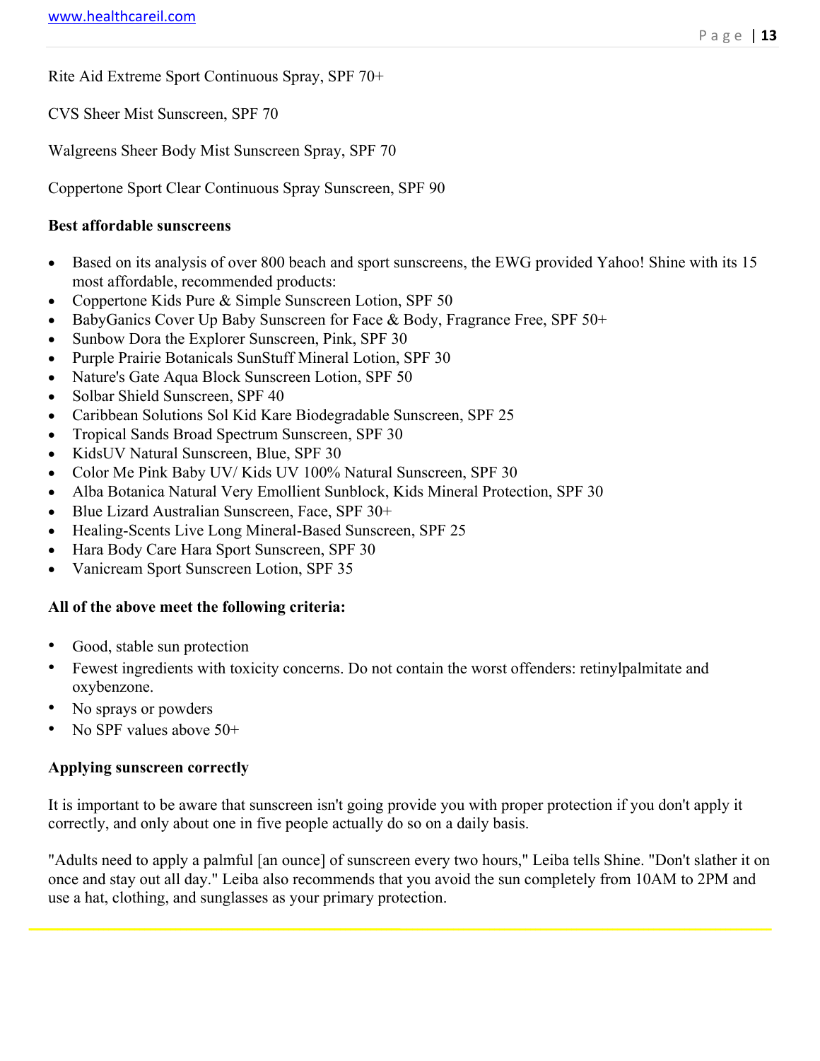Rite Aid Extreme Sport Continuous Spray, SPF 70+

CVS Sheer Mist Sunscreen, SPF 70

Walgreens Sheer Body Mist Sunscreen Spray, SPF 70

Coppertone Sport Clear Continuous Spray Sunscreen, SPF 90

**Best affordable sunscreens**

- Based on its analysis of over 800 beach and sport sunscreens, the EWG provided Yahoo! Shine with its 15 most affordable, recommended products:
- Coppertone Kids Pure & Simple Sunscreen Lotion, SPF 50
- BabyGanics Cover Up Baby Sunscreen for Face & Body, Fragrance Free, SPF 50+
- Sunbow Dora the Explorer Sunscreen, Pink, SPF 30
- Purple Prairie Botanicals SunStuff Mineral Lotion, SPF 30
- Nature's Gate Aqua Block Sunscreen Lotion, SPF 50
- Solbar Shield Sunscreen, SPF 40
- Caribbean Solutions Sol Kid Kare Biodegradable Sunscreen, SPF 25
- Tropical Sands Broad Spectrum Sunscreen, SPF 30
- KidsUV Natural Sunscreen, Blue, SPF 30
- Color Me Pink Baby UV/ Kids UV 100% Natural Sunscreen, SPF 30
- Alba Botanica Natural Very Emollient Sunblock, Kids Mineral Protection, SPF 30
- Blue Lizard Australian Sunscreen, Face, SPF 30+
- Healing-Scents Live Long Mineral-Based Sunscreen, SPF 25
- Hara Body Care Hara Sport Sunscreen, SPF 30
- Vanicream Sport Sunscreen Lotion, SPF 35

**All of the above meet the following criteria:**

- Good, stable sun protection
- Fewest ingredients with toxicity concerns. Do not contain the worst offenders: retinylpalmitate and oxybenzone.
- No sprays or powders
- No SPF values above 50+

**Applying sunscreen correctly**

It is important to be aware that sunscreen isn't going provide you with proper protection if you don't apply it correctly, and only about one in five people actually do so on a daily basis.

"Adults need to apply a palmful [an ounce] of sunscreen every two hours," Leiba tells Shine. "Don't slather it on once and stay out all day." Leiba also recommends that you avoid the sun completely from 10AM to 2PM and use a hat, clothing, and sunglasses as your primary protection.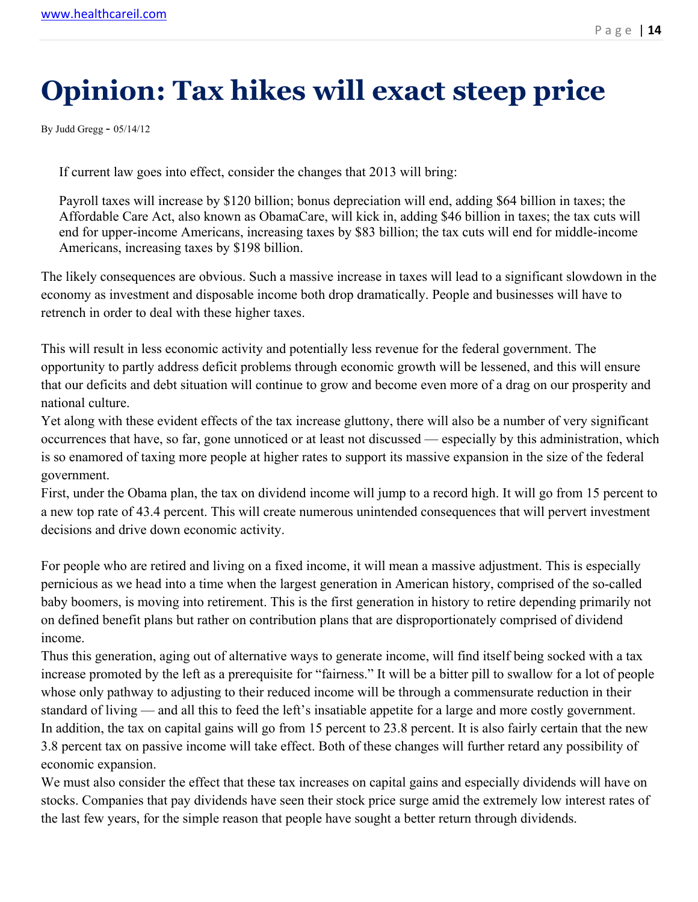# Opinion: Tax hikes will exact steep price

By Judd Gregg - 05/14/12

> If current law goes into effect, consider the changes that 2013 will bring:
>
> Payroll taxes will increase by $120 billion; bonus depreciation will end, adding $64 billion in taxes; the Affordable Care Act, also known as ObamaCare, will kick in, adding $46 billion in taxes; the tax cuts will end for upper-income Americans, increasing taxes by $83 billion; the tax cuts will end for middle-income Americans, increasing taxes by $198 billion.

The likely consequences are obvious. Such a massive increase in taxes will lead to a significant slowdown in the economy as investment and disposable income both drop dramatically. People and businesses will have to retrench in order to deal with these higher taxes.

This will result in less economic activity and potentially less revenue for the federal government. The opportunity to partly address deficit problems through economic growth will be lessened, and this will ensure that our deficits and debt situation will continue to grow and become even more of a drag on our prosperity and national culture.

Yet along with these evident effects of the tax increase gluttony, there will also be a number of very significant occurrences that have, so far, gone unnoticed or at least not discussed — especially by this administration, which is so enamored of taxing more people at higher rates to support its massive expansion in the size of the federal government.

First, under the Obama plan, the tax on dividend income will jump to a record high. It will go from 15 percent to a new top rate of 43.4 percent. This will create numerous unintended consequences that will pervert investment decisions and drive down economic activity.

For people who are retired and living on a fixed income, it will mean a massive adjustment. This is especially pernicious as we head into a time when the largest generation in American history, comprised of the so-called baby boomers, is moving into retirement. This is the first generation in history to retire depending primarily not on defined benefit plans but rather on contribution plans that are disproportionately comprised of dividend income.

Thus this generation, aging out of alternative ways to generate income, will find itself being socked with a tax increase promoted by the left as a prerequisite for "fairness." It will be a bitter pill to swallow for a lot of people whose only pathway to adjusting to their reduced income will be through a commensurate reduction in their standard of living — and all this to feed the left's insatiable appetite for a large and more costly government.

In addition, the tax on capital gains will go from 15 percent to 23.8 percent. It is also fairly certain that the new 3.8 percent tax on passive income will take effect. Both of these changes will further retard any possibility of economic expansion.

We must also consider the effect that these tax increases on capital gains and especially dividends will have on stocks. Companies that pay dividends have seen their stock price surge amid the extremely low interest rates of the last few years, for the simple reason that people have sought a better return through dividends.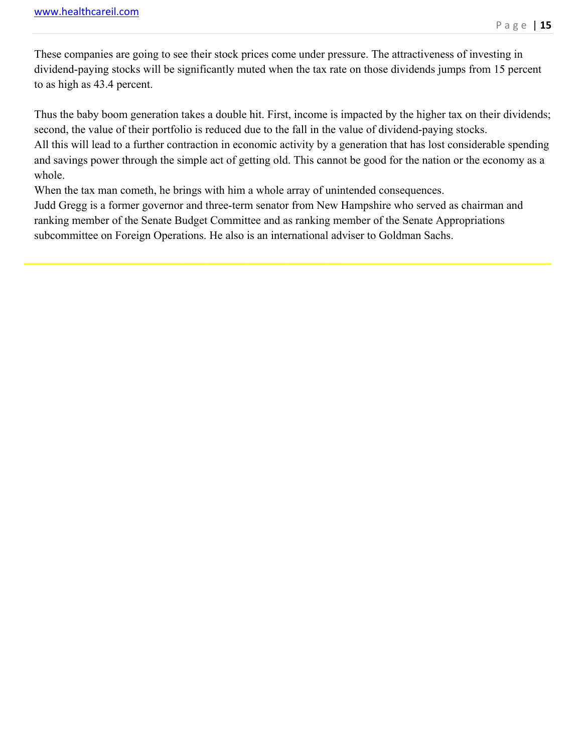These companies are going to see their stock prices come under pressure. The attractiveness of investing in dividend-paying stocks will be significantly muted when the tax rate on those dividends jumps from 15 percent to as high as 43.4 percent.

Thus the baby boom generation takes a double hit. First, income is impacted by the higher tax on their dividends; second, the value of their portfolio is reduced due to the fall in the value of dividend-paying stocks.

All this will lead to a further contraction in economic activity by a generation that has lost considerable spending and savings power through the simple act of getting old. This cannot be good for the nation or the economy as a whole.

When the tax man cometh, he brings with him a whole array of unintended consequences.

Judd Gregg is a former governor and three-term senator from New Hampshire who served as chairman and ranking member of the Senate Budget Committee and as ranking member of the Senate Appropriations subcommittee on Foreign Operations. He also is an international adviser to Goldman Sachs.

---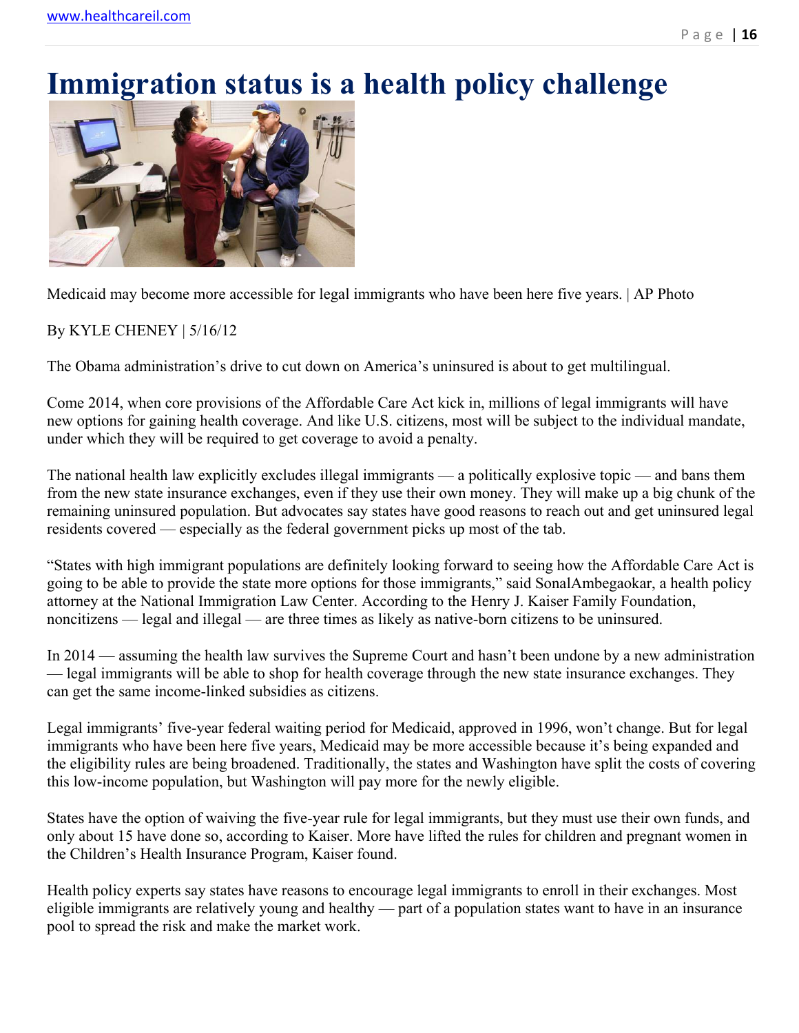# Immigration status is a health policy challenge

Medicaid may become more accessible for legal immigrants who have been here five years. | AP Photo

By KYLE CHENEY | 5/16/12

The Obama administration's drive to cut down on America's uninsured is about to get multilingual.

Come 2014, when core provisions of the Affordable Care Act kick in, millions of legal immigrants will have new options for gaining health coverage. And like U.S. citizens, most will be subject to the individual mandate, under which they will be required to get coverage to avoid a penalty.

The national health law explicitly excludes illegal immigrants — a politically explosive topic — and bans them from the new state insurance exchanges, even if they use their own money. They will make up a big chunk of the remaining uninsured population. But advocates say states have good reasons to reach out and get uninsured legal residents covered — especially as the federal government picks up most of the tab.

"States with high immigrant populations are definitely looking forward to seeing how the Affordable Care Act is going to be able to provide the state more options for those immigrants," said SonalAmbegaokar, a health policy attorney at the National Immigration Law Center. According to the Henry J. Kaiser Family Foundation, noncitizens — legal and illegal — are three times as likely as native-born citizens to be uninsured.

In 2014 — assuming the health law survives the Supreme Court and hasn't been undone by a new administration — legal immigrants will be able to shop for health coverage through the new state insurance exchanges. They can get the same income-linked subsidies as citizens.

Legal immigrants' five-year federal waiting period for Medicaid, approved in 1996, won't change. But for legal immigrants who have been here five years, Medicaid may be more accessible because it's being expanded and the eligibility rules are being broadened. Traditionally, the states and Washington have split the costs of covering this low-income population, but Washington will pay more for the newly eligible.

States have the option of waiving the five-year rule for legal immigrants, but they must use their own funds, and only about 15 have done so, according to Kaiser. More have lifted the rules for children and pregnant women in the Children's Health Insurance Program, Kaiser found.

Health policy experts say states have reasons to encourage legal immigrants to enroll in their exchanges. Most eligible immigrants are relatively young and healthy — part of a population states want to have in an insurance pool to spread the risk and make the market work.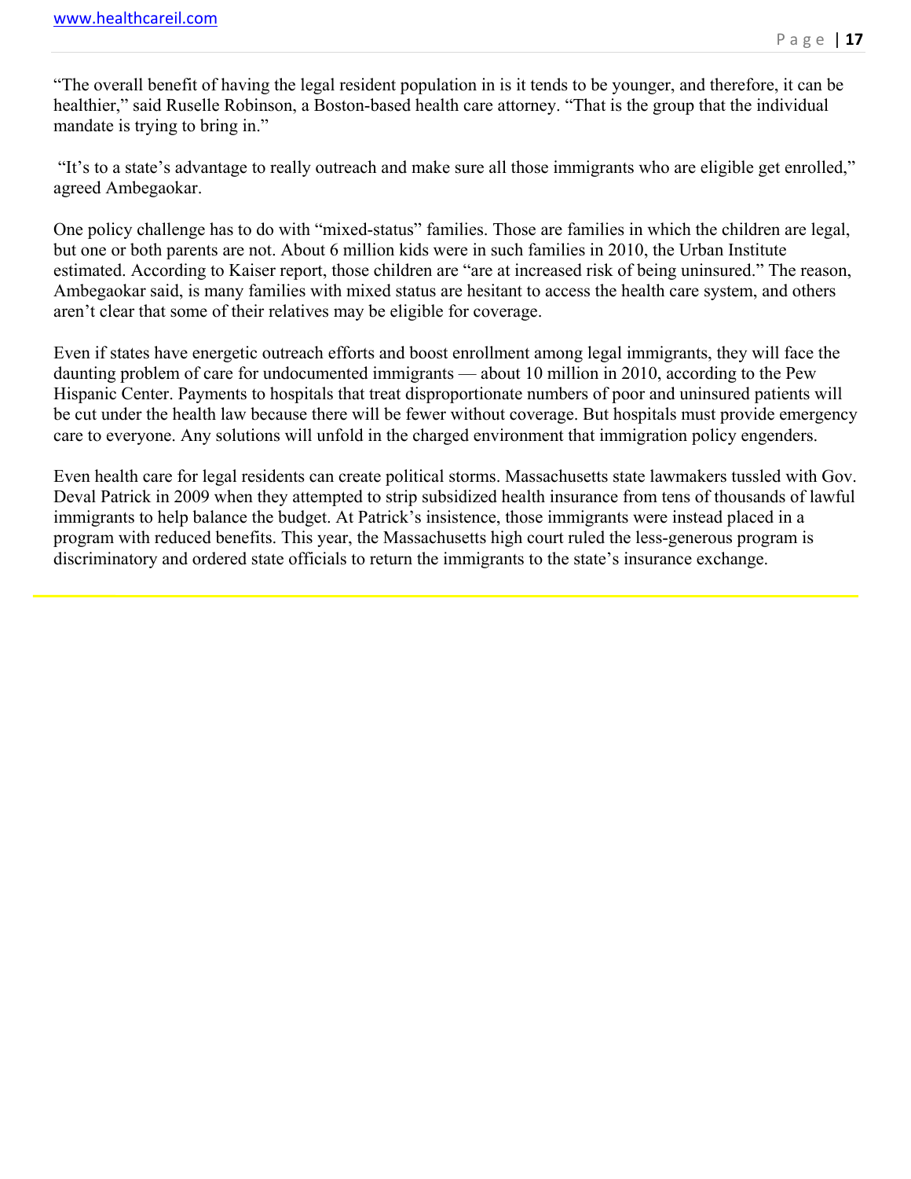"The overall benefit of having the legal resident population in is it tends to be younger, and therefore, it can be healthier," said Ruselle Robinson, a Boston-based health care attorney. "That is the group that the individual mandate is trying to bring in."

"It's to a state's advantage to really outreach and make sure all those immigrants who are eligible get enrolled," agreed Ambegaokar.

One policy challenge has to do with "mixed-status" families. Those are families in which the children are legal, but one or both parents are not. About 6 million kids were in such families in 2010, the Urban Institute estimated. According to Kaiser report, those children are "are at increased risk of being uninsured." The reason, Ambegaokar said, is many families with mixed status are hesitant to access the health care system, and others aren't clear that some of their relatives may be eligible for coverage.

Even if states have energetic outreach efforts and boost enrollment among legal immigrants, they will face the daunting problem of care for undocumented immigrants — about 10 million in 2010, according to the Pew Hispanic Center. Payments to hospitals that treat disproportionate numbers of poor and uninsured patients will be cut under the health law because there will be fewer without coverage. But hospitals must provide emergency care to everyone. Any solutions will unfold in the charged environment that immigration policy engenders.

Even health care for legal residents can create political storms. Massachusetts state lawmakers tussled with Gov. Deval Patrick in 2009 when they attempted to strip subsidized health insurance from tens of thousands of lawful immigrants to help balance the budget. At Patrick's insistence, those immigrants were instead placed in a program with reduced benefits. This year, the Massachusetts high court ruled the less-generous program is discriminatory and ordered state officials to return the immigrants to the state's insurance exchange.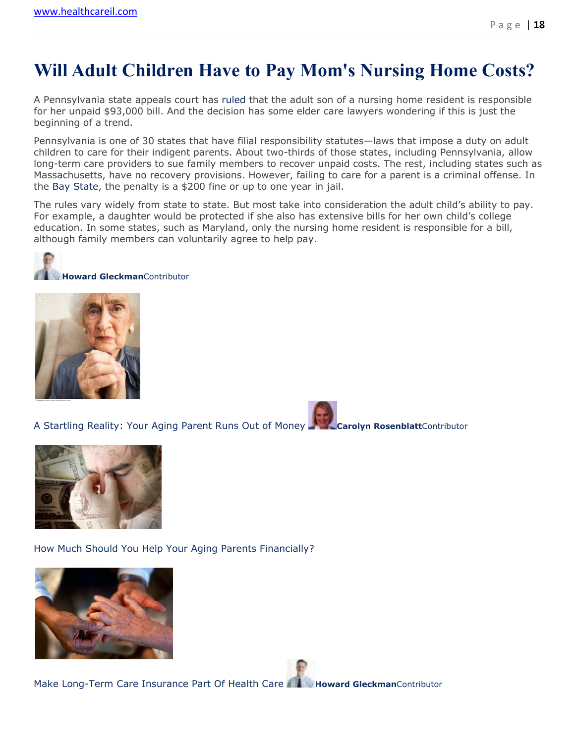# Will Adult Children Have to Pay Mom's Nursing Home Costs?

A Pennsylvania state appeals court has ruled that the adult son of a nursing home resident is responsible for her unpaid $93,000 bill. And the decision has some elder care lawyers wondering if this is just the beginning of a trend.

Pennsylvania is one of 30 states that have filial responsibility statutes—laws that impose a duty on adult children to care for their indigent parents. About two-thirds of those states, including Pennsylvania, allow long-term care providers to sue family members to recover unpaid costs. The rest, including states such as Massachusetts, have no recovery provisions. However, failing to care for a parent is a criminal offense. In the Bay State, the penalty is a $200 fine or up to one year in jail.

The rules vary widely from state to state. But most take into consideration the adult child's ability to pay. For example, a daughter would be protected if she also has extensive bills for her own child's college education. In some states, such as Maryland, only the nursing home resident is responsible for a bill, although family members can voluntarily agree to help pay.

**Howard Gleckman**Contributor

A Startling Reality: Your Aging Parent Runs Out of Money **Carolyn Rosenblatt**Contributor

How Much Should You Help Your Aging Parents Financially?

Make Long-Term Care Insurance Part Of Health Care **Howard Gleckman**Contributor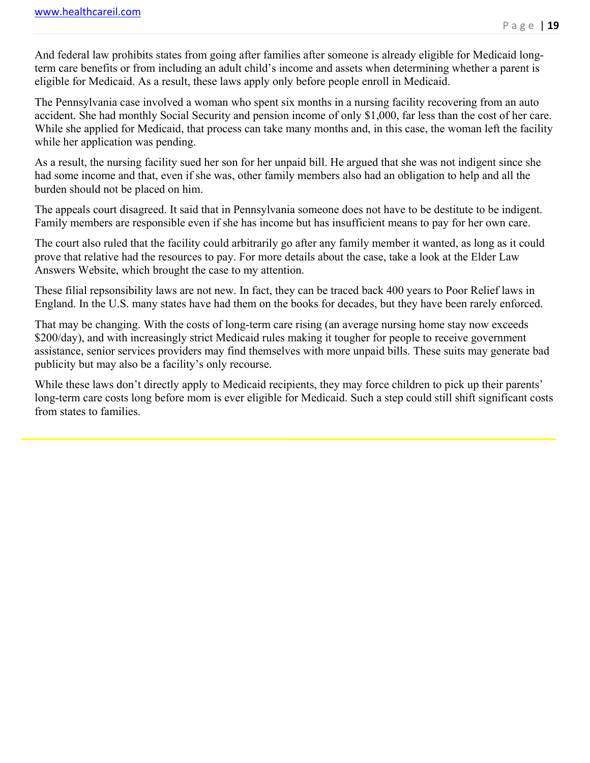And federal law prohibits states from going after families after someone is already eligible for Medicaid long-term care benefits or from including an adult child's income and assets when determining whether a parent is eligible for Medicaid. As a result, these laws apply only before people enroll in Medicaid.

The Pennsylvania case involved a woman who spent six months in a nursing facility recovering from an auto accident. She had monthly Social Security and pension income of only $1,000, far less than the cost of her care. While she applied for Medicaid, that process can take many months and, in this case, the woman left the facility while her application was pending.

As a result, the nursing facility sued her son for her unpaid bill. He argued that she was not indigent since she had some income and that, even if she was, other family members also had an obligation to help and all the burden should not be placed on him.

The appeals court disagreed. It said that in Pennsylvania someone does not have to be destitute to be indigent. Family members are responsible even if she has income but has insufficient means to pay for her own care.

The court also ruled that the facility could arbitrarily go after any family member it wanted, as long as it could prove that relative had the resources to pay. For more details about the case, take a look at the Elder Law Answers Website, which brought the case to my attention.

These filial repsonsibility laws are not new. In fact, they can be traced back 400 years to Poor Relief laws in England. In the U.S. many states have had them on the books for decades, but they have been rarely enforced.

That may be changing. With the costs of long-term care rising (an average nursing home stay now exceeds $200/day), and with increasingly strict Medicaid rules making it tougher for people to receive government assistance, senior services providers may find themselves with more unpaid bills. These suits may generate bad publicity but may also be a facility's only recourse.

While these laws don't directly apply to Medicaid recipients, they may force children to pick up their parents' long-term care costs long before mom is ever eligible for Medicaid. Such a step could still shift significant costs from states to families.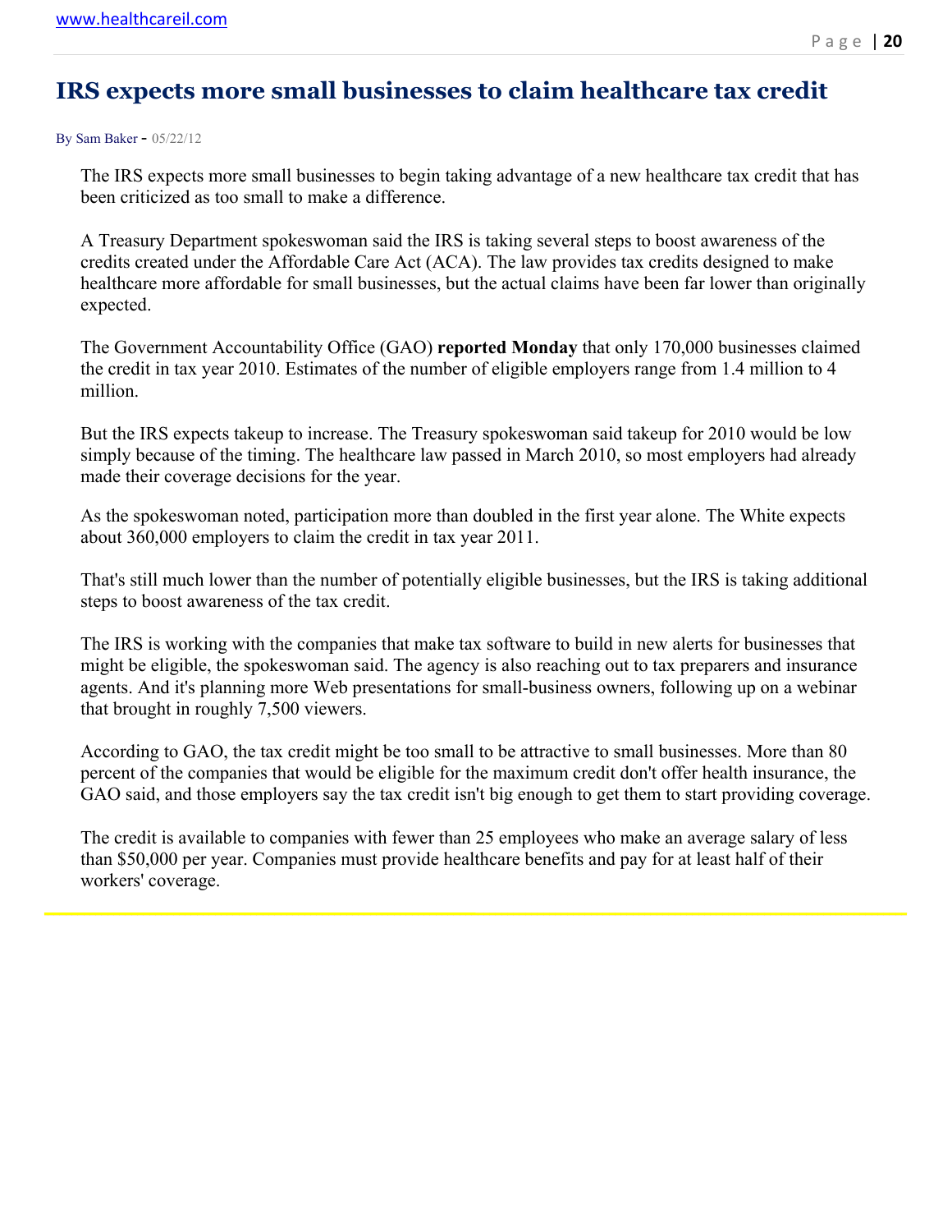# IRS expects more small businesses to claim healthcare tax credit

By Sam Baker - 05/22/12

The IRS expects more small businesses to begin taking advantage of a new healthcare tax credit that has been criticized as too small to make a difference.

A Treasury Department spokeswoman said the IRS is taking several steps to boost awareness of the credits created under the Affordable Care Act (ACA). The law provides tax credits designed to make healthcare more affordable for small businesses, but the actual claims have been far lower than originally expected.

The Government Accountability Office (GAO) **reported Monday** that only 170,000 businesses claimed the credit in tax year 2010. Estimates of the number of eligible employers range from 1.4 million to 4 million.

But the IRS expects takeup to increase. The Treasury spokeswoman said takeup for 2010 would be low simply because of the timing. The healthcare law passed in March 2010, so most employers had already made their coverage decisions for the year.

As the spokeswoman noted, participation more than doubled in the first year alone. The White expects about 360,000 employers to claim the credit in tax year 2011.

That's still much lower than the number of potentially eligible businesses, but the IRS is taking additional steps to boost awareness of the tax credit.

The IRS is working with the companies that make tax software to build in new alerts for businesses that might be eligible, the spokeswoman said. The agency is also reaching out to tax preparers and insurance agents. And it's planning more Web presentations for small-business owners, following up on a webinar that brought in roughly 7,500 viewers.

According to GAO, the tax credit might be too small to be attractive to small businesses. More than 80 percent of the companies that would be eligible for the maximum credit don't offer health insurance, the GAO said, and those employers say the tax credit isn't big enough to get them to start providing coverage.

The credit is available to companies with fewer than 25 employees who make an average salary of less than $50,000 per year. Companies must provide healthcare benefits and pay for at least half of their workers' coverage.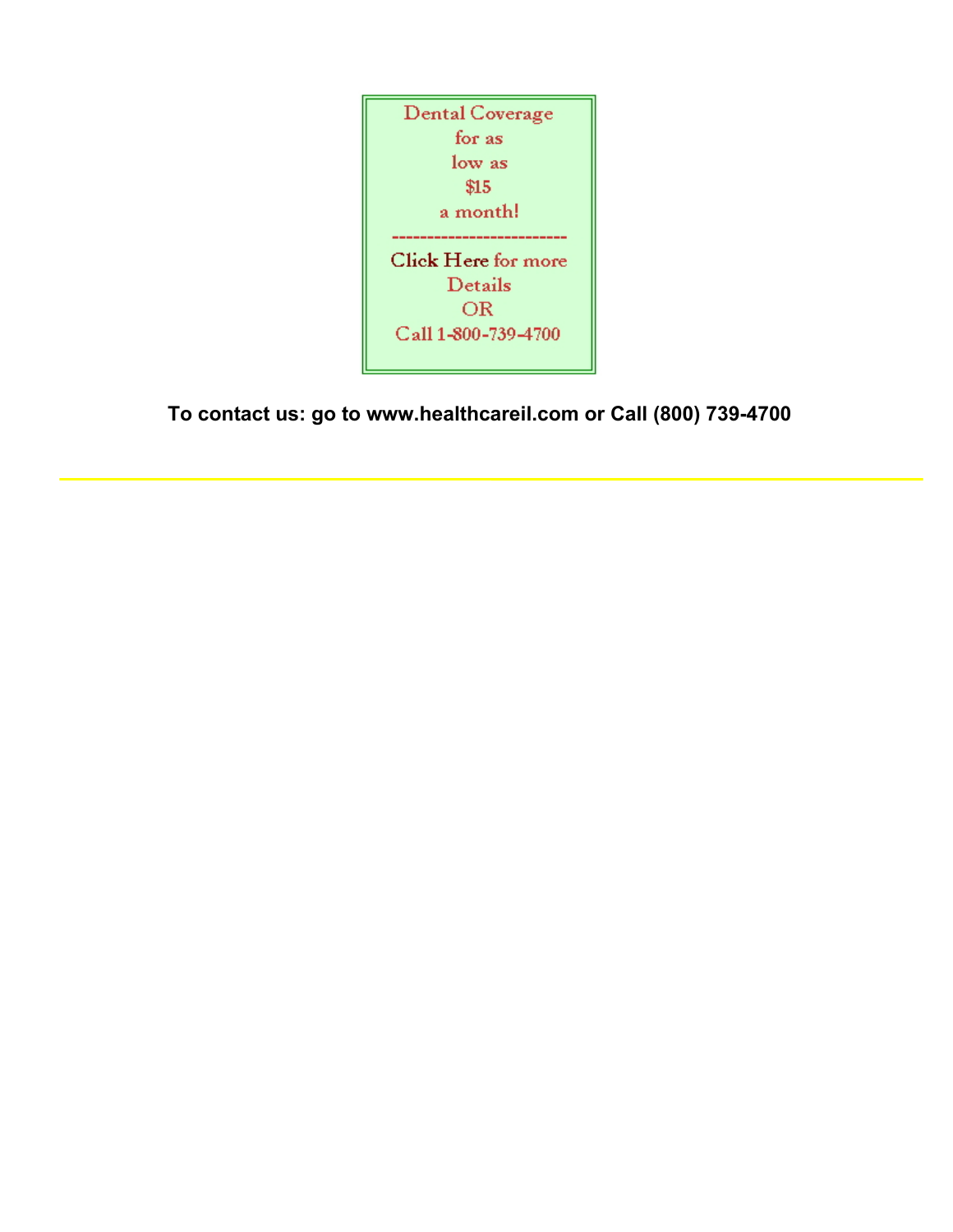Dental Coverage
for as
low as
$15
a month!

-------------------------

Click Here for more
Details
OR
Call 1-800-739-4700

**To contact us: go to www.healthcareil.com or Call (800) 739-4700**

---